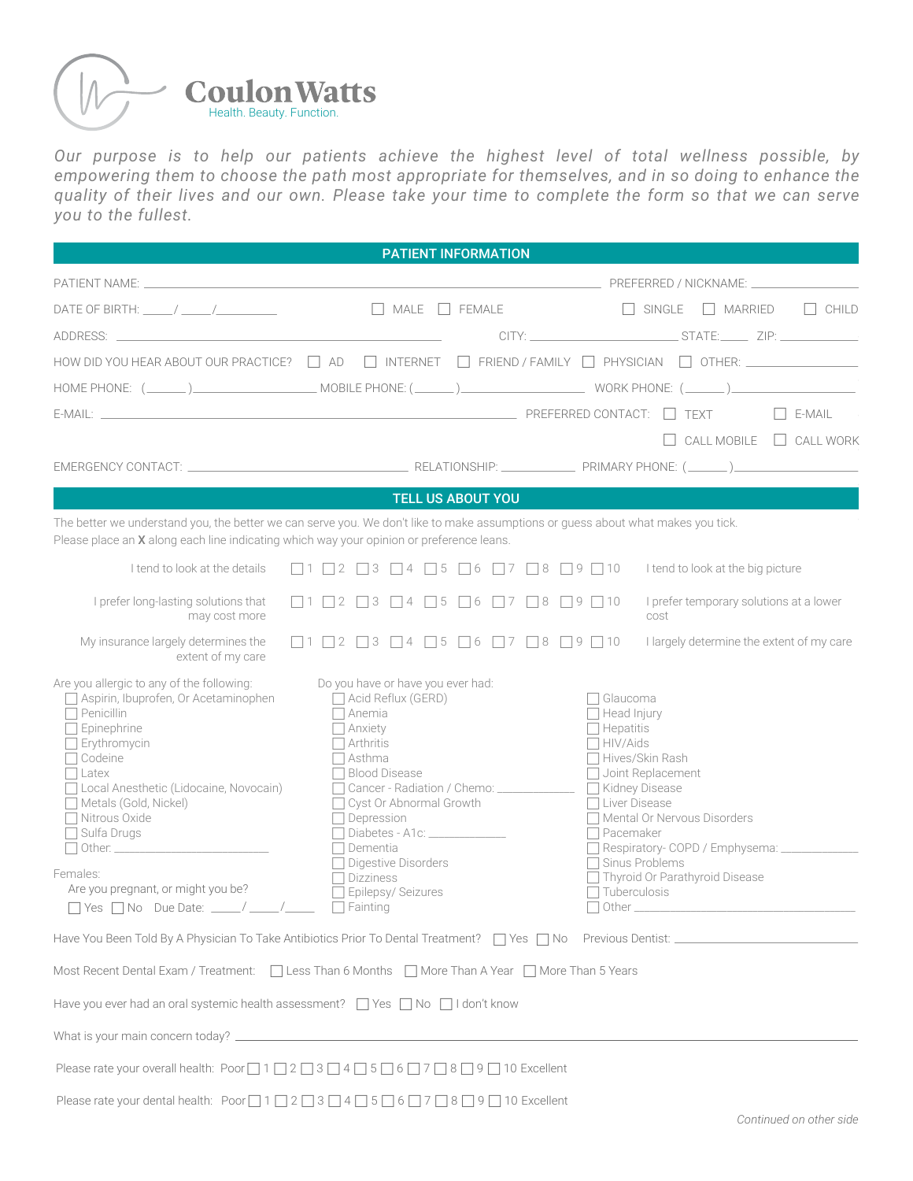# Coulon Watts

Health. Beauty. Function.

*Our purpose is to help our patients achieve the highest level of total wellness possible, by empowering them to choose the path most appropriate for themselves, and in so doing to enhance the quality of their lives and our own. Please take your time to complete the form so that we can serve you to the fullest.*

## PATIENT INFORMATION

PATIENT NAME: ______________________________ PREFERRED / NICKNAME: ______________

DATE OF BIRTH: _____/_____/_________ ☐ MALE ☐ FEMALE ☐ SINGLE ☐ MARRIED ☐ CHILD

ADDRESS: ______________________________ CITY: ______________ STATE:_____ ZIP: ___________

HOW DID YOU HEAR ABOUT OUR PRACTICE? ☐ AD ☐ INTERNET ☐ FRIEND / FAMILY ☐ PHYSICIAN ☐ OTHER: ______________

HOME PHONE: (______)______________ MOBILE PHONE: (______)______________ WORK PHONE: (______)______________

E-MAIL: ______________________________ PREFERRED CONTACT: ☐ TEXT ☐ E-MAIL ☐ CALL MOBILE ☐ CALL WORK

EMERGENCY CONTACT: ______________________ RELATIONSHIP: __________ PRIMARY PHONE: (______)______________

## TELL US ABOUT YOU

The better we understand you, the better we can serve you. We don't like to make assumptions or guess about what makes you tick. Please place an **X** along each line indicating which way your opinion or preference leans.

| | | |
|---|---|---|
| I tend to look at the details | ☐ 1 ☐ 2 ☐ 3 ☐ 4 ☐ 5 ☐ 6 ☐ 7 ☐ 8 ☐ 9 ☐ 10 | I tend to look at the big picture |
| I prefer long-lasting solutions that may cost more | ☐ 1 ☐ 2 ☐ 3 ☐ 4 ☐ 5 ☐ 6 ☐ 7 ☐ 8 ☐ 9 ☐ 10 | I prefer temporary solutions at a lower cost |
| My insurance largely determines the extent of my care | ☐ 1 ☐ 2 ☐ 3 ☐ 4 ☐ 5 ☐ 6 ☐ 7 ☐ 8 ☐ 9 ☐ 10 | I largely determine the extent of my care |

Are you allergic to any of the following:

- ☐ Aspirin, Ibuprofen, Or Acetaminophen
- ☐ Penicillin
- ☐ Epinephrine
- ☐ Erythromycin
- ☐ Codeine
- ☐ Latex
- ☐ Local Anesthetic (Lidocaine, Novocain)
- ☐ Metals (Gold, Nickel)
- ☐ Nitrous Oxide
- ☐ Sulfa Drugs
- ☐ Other: ______________

Females:
Are you pregnant, or might you be?
☐ Yes ☐ No Due Date: _____/_____/_____

Do you have or have you ever had:

- ☐ Acid Reflux (GERD)
- ☐ Anemia
- ☐ Anxiety
- ☐ Arthritis
- ☐ Asthma
- ☐ Blood Disease
- ☐ Cancer - Radiation / Chemo: ___________
- ☐ Cyst Or Abnormal Growth
- ☐ Depression
- ☐ Diabetes - A1c: ___________
- ☐ Dementia
- ☐ Digestive Disorders
- ☐ Dizziness
- ☐ Epilepsy/ Seizures
- ☐ Fainting
- ☐ Glaucoma
- ☐ Head Injury
- ☐ Hepatitis
- ☐ HIV/Aids
- ☐ Hives/Skin Rash
- ☐ Joint Replacement
- ☐ Kidney Disease
- ☐ Liver Disease
- ☐ Mental Or Nervous Disorders
- ☐ Pacemaker
- ☐ Respiratory- COPD / Emphysema: ___________
- ☐ Sinus Problems
- ☐ Thyroid Or Parathyroid Disease
- ☐ Tuberculosis
- ☐ Other ______________

Have You Been Told By A Physician To Take Antibiotics Prior To Dental Treatment? ☐ Yes ☐ No Previous Dentist: ______________

Most Recent Dental Exam / Treatment: ☐ Less Than 6 Months ☐ More Than A Year ☐ More Than 5 Years

Have you ever had an oral systemic health assessment? ☐ Yes ☐ No ☐ I don't know

What is your main concern today? ______________________________

Please rate your overall health: Poor ☐ 1 ☐ 2 ☐ 3 ☐ 4 ☐ 5 ☐ 6 ☐ 7 ☐ 8 ☐ 9 ☐ 10 Excellent

Please rate your dental health: Poor ☐ 1 ☐ 2 ☐ 3 ☐ 4 ☐ 5 ☐ 6 ☐ 7 ☐ 8 ☐ 9 ☐ 10 Excellent

*Continued on other side*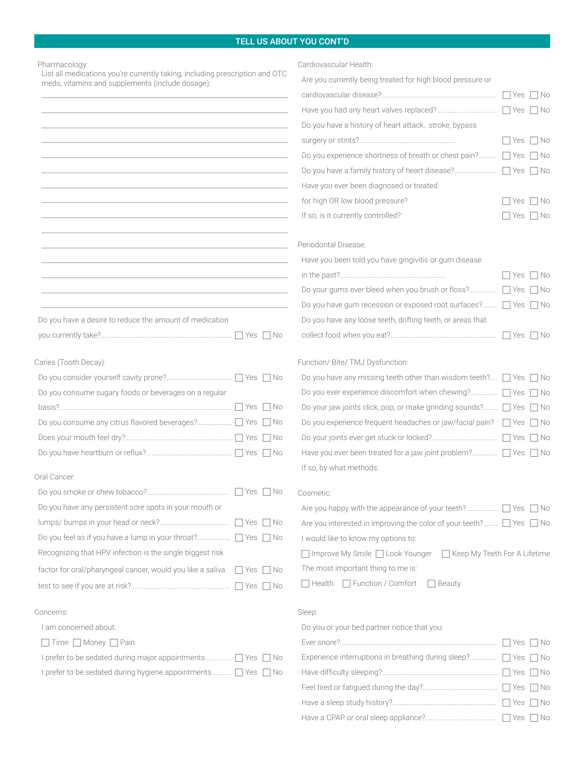## TELL US ABOUT YOU CONT'D

### Pharmacology:

List all medications you're currently taking, including prescription and OTC meds, vitamins and supplements (include dosage):

\_\_\_\_\_\_\_\_\_\_\_\_\_\_\_\_\_\_\_\_\_\_\_\_\_\_\_\_\_\_\_\_\_\_\_\_\_\_\_\_\_\_\_\_\_\_\_\_

\_\_\_\_\_\_\_\_\_\_\_\_\_\_\_\_\_\_\_\_\_\_\_\_\_\_\_\_\_\_\_\_\_\_\_\_\_\_\_\_\_\_\_\_\_\_\_\_

\_\_\_\_\_\_\_\_\_\_\_\_\_\_\_\_\_\_\_\_\_\_\_\_\_\_\_\_\_\_\_\_\_\_\_\_\_\_\_\_\_\_\_\_\_\_\_\_

\_\_\_\_\_\_\_\_\_\_\_\_\_\_\_\_\_\_\_\_\_\_\_\_\_\_\_\_\_\_\_\_\_\_\_\_\_\_\_\_\_\_\_\_\_\_\_\_

\_\_\_\_\_\_\_\_\_\_\_\_\_\_\_\_\_\_\_\_\_\_\_\_\_\_\_\_\_\_\_\_\_\_\_\_\_\_\_\_\_\_\_\_\_\_\_\_

\_\_\_\_\_\_\_\_\_\_\_\_\_\_\_\_\_\_\_\_\_\_\_\_\_\_\_\_\_\_\_\_\_\_\_\_\_\_\_\_\_\_\_\_\_\_\_\_

\_\_\_\_\_\_\_\_\_\_\_\_\_\_\_\_\_\_\_\_\_\_\_\_\_\_\_\_\_\_\_\_\_\_\_\_\_\_\_\_\_\_\_\_\_\_\_\_

\_\_\_\_\_\_\_\_\_\_\_\_\_\_\_\_\_\_\_\_\_\_\_\_\_\_\_\_\_\_\_\_\_\_\_\_\_\_\_\_\_\_\_\_\_\_\_\_

\_\_\_\_\_\_\_\_\_\_\_\_\_\_\_\_\_\_\_\_\_\_\_\_\_\_\_\_\_\_\_\_\_\_\_\_\_\_\_\_\_\_\_\_\_\_\_\_

\_\_\_\_\_\_\_\_\_\_\_\_\_\_\_\_\_\_\_\_\_\_\_\_\_\_\_\_\_\_\_\_\_\_\_\_\_\_\_\_\_\_\_\_\_\_\_\_

\_\_\_\_\_\_\_\_\_\_\_\_\_\_\_\_\_\_\_\_\_\_\_\_\_\_\_\_\_\_\_\_\_\_\_\_\_\_\_\_\_\_\_\_\_\_\_\_

\_\_\_\_\_\_\_\_\_\_\_\_\_\_\_\_\_\_\_\_\_\_\_\_\_\_\_\_\_\_\_\_\_\_\_\_\_\_\_\_\_\_\_\_\_\_\_\_

\_\_\_\_\_\_\_\_\_\_\_\_\_\_\_\_\_\_\_\_\_\_\_\_\_\_\_\_\_\_\_\_\_\_\_\_\_\_\_\_\_\_\_\_\_\_\_\_

\_\_\_\_\_\_\_\_\_\_\_\_\_\_\_\_\_\_\_\_\_\_\_\_\_\_\_\_\_\_\_\_\_\_\_\_\_\_\_\_\_\_\_\_\_\_\_\_

Do you have a desire to reduce the amount of medication you currently take? ☐ Yes ☐ No

### Caries (Tooth Decay):

- Do you consider yourself cavity prone? ☐ Yes ☐ No
- Do you consume sugary foods or beverages on a regular basis? ☐ Yes ☐ No
- Do you consume any citrus flavored beverages? ☐ Yes ☐ No
- Does your mouth feel dry? ☐ Yes ☐ No
- Do you have heartburn or reflux? ☐ Yes ☐ No

### Oral Cancer:

- Do you smoke or chew tobacco? ☐ Yes ☐ No
- Do you have any persistent sore spots in your mouth or lumps/ bumps in your head or neck? ☐ Yes ☐ No
- Do you feel as if you have a lump in your throat? ☐ Yes ☐ No
- Recognizing that HPV infection is the single biggest risk factor for oral/pharyngeal cancer, would you like a saliva test to see if you are at risk? ☐ Yes ☐ No

### Concerns:

I am concerned about:

☐ Time ☐ Money ☐ Pain

- I prefer to be sedated during major appointments ☐ Yes ☐ No
- I prefer to be sedated during hygiene appointments ☐ Yes ☐ No

### Cardiovascular Health:

- Are you currently being treated for high blood pressure or cardiovascular disease? ☐ Yes ☐ No
- Have you had any heart valves replaced? ☐ Yes ☐ No
- Do you have a history of heart attack, stroke, bypass surgery or stints? ☐ Yes ☐ No
- Do you experience shortness of breath or chest pain? ☐ Yes ☐ No
- Do you have a family history of heart disease? ☐ Yes ☐ No
- Have you ever been diagnosed or treated for high OR low blood pressure? ☐ Yes ☐ No
- If so, is it currently controlled? ☐ Yes ☐ No

### Periodontal Disease:

- Have you been told you have gingivitis or gum disease in the past? ☐ Yes ☐ No
- Do your gums ever bleed when you brush or floss? ☐ Yes ☐ No
- Do you have gum recession or exposed root surfaces? ☐ Yes ☐ No
- Do you have any loose teeth, drifting teeth, or areas that collect food when you eat? ☐ Yes ☐ No

### Function/ Bite/ TMJ Dysfunction:

- Do you have any missing teeth other than wisdom teeth? ☐ Yes ☐ No
- Do you ever experience discomfort when chewing? ☐ Yes ☐ No
- Do your jaw joints click, pop, or make grinding sounds? ☐ Yes ☐ No
- Do you experience frequent headaches or jaw/facial pain? ☐ Yes ☐ No
- Do your joints ever get stuck or locked? ☐ Yes ☐ No
- Have you ever been treated for a jaw joint problem? ☐ Yes ☐ No
- If so, by what methods:

### Cosmetic:

- Are you happy with the appearance of your teeth? ☐ Yes ☐ No
- Are you interested in improving the color of your teeth? ☐ Yes ☐ No

I would like to know my options to:

☐ Improve My Smile ☐ Look Younger ☐ Keep My Teeth For A Lifetime

The most important thing to me is:

☐ Health ☐ Function / Comfort ☐ Beauty

### Sleep:

Do you or your bed partner notice that you:

- Ever snore? ☐ Yes ☐ No
- Experience interruptions in breathing during sleep? ☐ Yes ☐ No
- Have difficulty sleeping? ☐ Yes ☐ No
- Feel tired or fatigued during the day? ☐ Yes ☐ No
- Have a sleep study history? ☐ Yes ☐ No
- Have a CPAP or oral sleep appliance? ☐ Yes ☐ No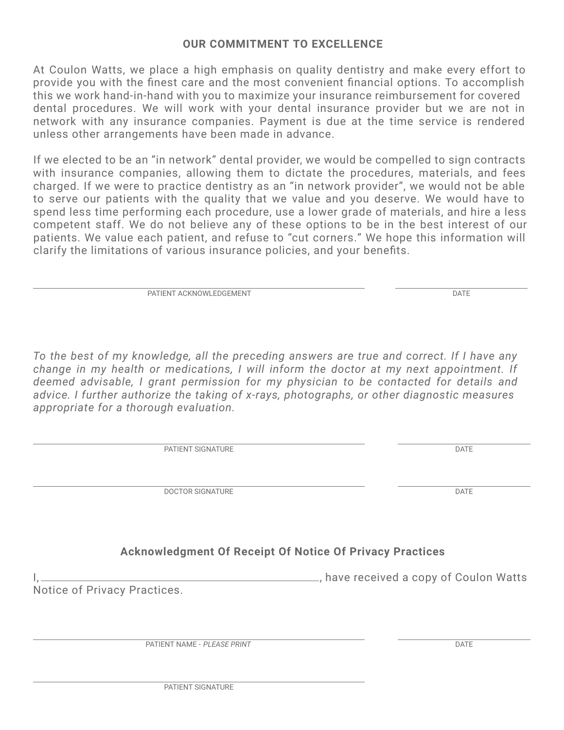## OUR COMMITMENT TO EXCELLENCE

At Coulon Watts, we place a high emphasis on quality dentistry and make every effort to provide you with the finest care and the most convenient financial options. To accomplish this we work hand-in-hand with you to maximize your insurance reimbursement for covered dental procedures. We will work with your dental insurance provider but we are not in network with any insurance companies. Payment is due at the time service is rendered unless other arrangements have been made in advance.

If we elected to be an “in network” dental provider, we would be compelled to sign contracts with insurance companies, allowing them to dictate the procedures, materials, and fees charged. If we were to practice dentistry as an “in network provider”, we would not be able to serve our patients with the quality that we value and you deserve. We would have to spend less time performing each procedure, use a lower grade of materials, and hire a less competent staff. We do not believe any of these options to be in the best interest of our patients. We value each patient, and refuse to “cut corners.” We hope this information will clarify the limitations of various insurance policies, and your benefits.

\_\_\_\_\_\_\_\_\_\_\_\_\_\_\_\_\_\_\_\_\_\_\_\_\_\_\_\_\_\_\_\_\_\_\_\_\_\_\_\_ PATIENT ACKNOWLEDGEMENT

\_\_\_\_\_\_\_\_\_\_\_\_\_\_\_\_\_\_\_\_ DATE

*To the best of my knowledge, all the preceding answers are true and correct. If I have any change in my health or medications, I will inform the doctor at my next appointment. If deemed advisable, I grant permission for my physician to be contacted for details and advice. I further authorize the taking of x-rays, photographs, or other diagnostic measures appropriate for a thorough evaluation.*

\_\_\_\_\_\_\_\_\_\_\_\_\_\_\_\_\_\_\_\_\_\_\_\_\_\_\_\_\_\_\_\_\_\_\_\_\_\_\_\_ PATIENT SIGNATURE

\_\_\_\_\_\_\_\_\_\_\_\_\_\_\_\_\_\_\_\_ DATE

\_\_\_\_\_\_\_\_\_\_\_\_\_\_\_\_\_\_\_\_\_\_\_\_\_\_\_\_\_\_\_\_\_\_\_\_\_\_\_\_ DOCTOR SIGNATURE

\_\_\_\_\_\_\_\_\_\_\_\_\_\_\_\_\_\_\_\_ DATE

## Acknowledgment Of Receipt Of Notice Of Privacy Practices

I, \_\_\_\_\_\_\_\_\_\_\_\_\_\_\_\_\_\_\_\_\_\_\_\_\_\_\_\_\_\_\_\_\_\_\_\_\_\_\_\_, have received a copy of Coulon Watts Notice of Privacy Practices.

\_\_\_\_\_\_\_\_\_\_\_\_\_\_\_\_\_\_\_\_\_\_\_\_\_\_\_\_\_\_\_\_\_\_\_\_\_\_\_\_ PATIENT NAME - *PLEASE PRINT*

\_\_\_\_\_\_\_\_\_\_\_\_\_\_\_\_\_\_\_\_ DATE

\_\_\_\_\_\_\_\_\_\_\_\_\_\_\_\_\_\_\_\_\_\_\_\_\_\_\_\_\_\_\_\_\_\_\_\_\_\_\_\_ PATIENT SIGNATURE